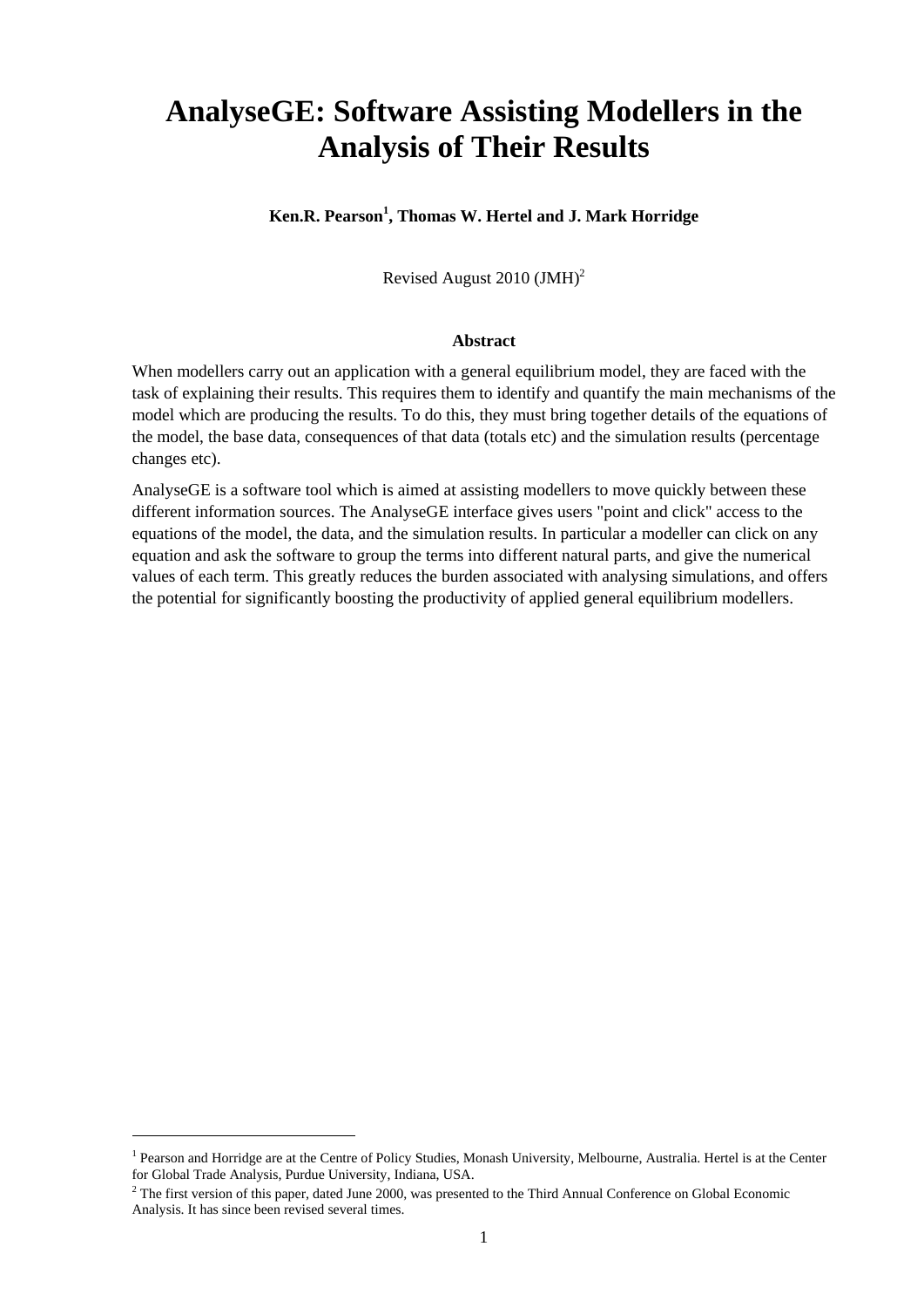# AnalyseGE: Software Assisting Modellers in the Analysis of Their Results

**Ken.R. Pearson[1], Thomas W. Hertel and J. Mark Horridge**

Revised August 2010 (JMH)[2]

### Abstract

When modellers carry out an application with a general equilibrium model, they are faced with the task of explaining their results. This requires them to identify and quantify the main mechanisms of the model which are producing the results. To do this, they must bring together details of the equations of the model, the base data, consequences of that data (totals etc) and the simulation results (percentage changes etc).

AnalyseGE is a software tool which is aimed at assisting modellers to move quickly between these different information sources. The AnalyseGE interface gives users "point and click" access to the equations of the model, the data, and the simulation results. In particular a modeller can click on any equation and ask the software to group the terms into different natural parts, and give the numerical values of each term. This greatly reduces the burden associated with analysing simulations, and offers the potential for significantly boosting the productivity of applied general equilibrium modellers.

---

[1] Pearson and Horridge are at the Centre of Policy Studies, Monash University, Melbourne, Australia. Hertel is at the Center for Global Trade Analysis, Purdue University, Indiana, USA.

[2] The first version of this paper, dated June 2000, was presented to the Third Annual Conference on Global Economic Analysis. It has since been revised several times.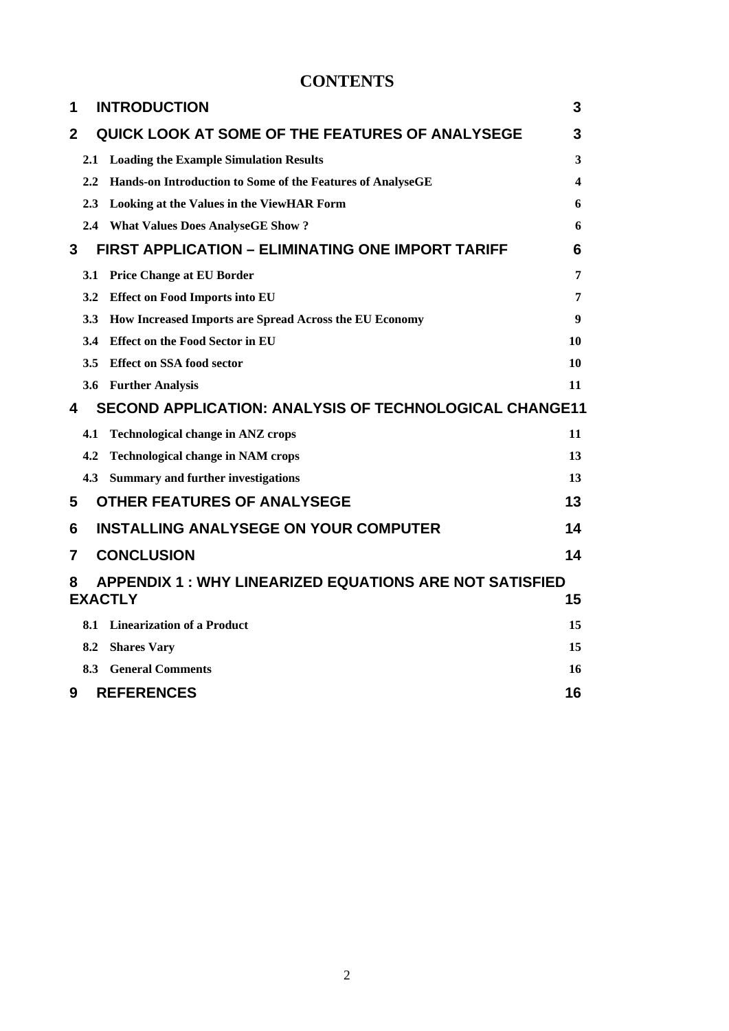# CONTENTS

| | | |
|---|---|---|
| 1 | INTRODUCTION | 3 |
| 2 | QUICK LOOK AT SOME OF THE FEATURES OF ANALYSEGE | 3 |
| 2.1 | Loading the Example Simulation Results | 3 |
| 2.2 | Hands-on Introduction to Some of the Features of AnalyseGE | 4 |
| 2.3 | Looking at the Values in the ViewHAR Form | 6 |
| 2.4 | What Values Does AnalyseGE Show ? | 6 |
| 3 | FIRST APPLICATION – ELIMINATING ONE IMPORT TARIFF | 6 |
| 3.1 | Price Change at EU Border | 7 |
| 3.2 | Effect on Food Imports into EU | 7 |
| 3.3 | How Increased Imports are Spread Across the EU Economy | 9 |
| 3.4 | Effect on the Food Sector in EU | 10 |
| 3.5 | Effect on SSA food sector | 10 |
| 3.6 | Further Analysis | 11 |
| 4 | SECOND APPLICATION: ANALYSIS OF TECHNOLOGICAL CHANGE | 11 |
| 4.1 | Technological change in ANZ crops | 11 |
| 4.2 | Technological change in NAM crops | 13 |
| 4.3 | Summary and further investigations | 13 |
| 5 | OTHER FEATURES OF ANALYSEGE | 13 |
| 6 | INSTALLING ANALYSEGE ON YOUR COMPUTER | 14 |
| 7 | CONCLUSION | 14 |
| 8 | APPENDIX 1 : WHY LINEARIZED EQUATIONS ARE NOT SATISFIED EXACTLY | 15 |
| 8.1 | Linearization of a Product | 15 |
| 8.2 | Shares Vary | 15 |
| 8.3 | General Comments | 16 |
| 9 | REFERENCES | 16 |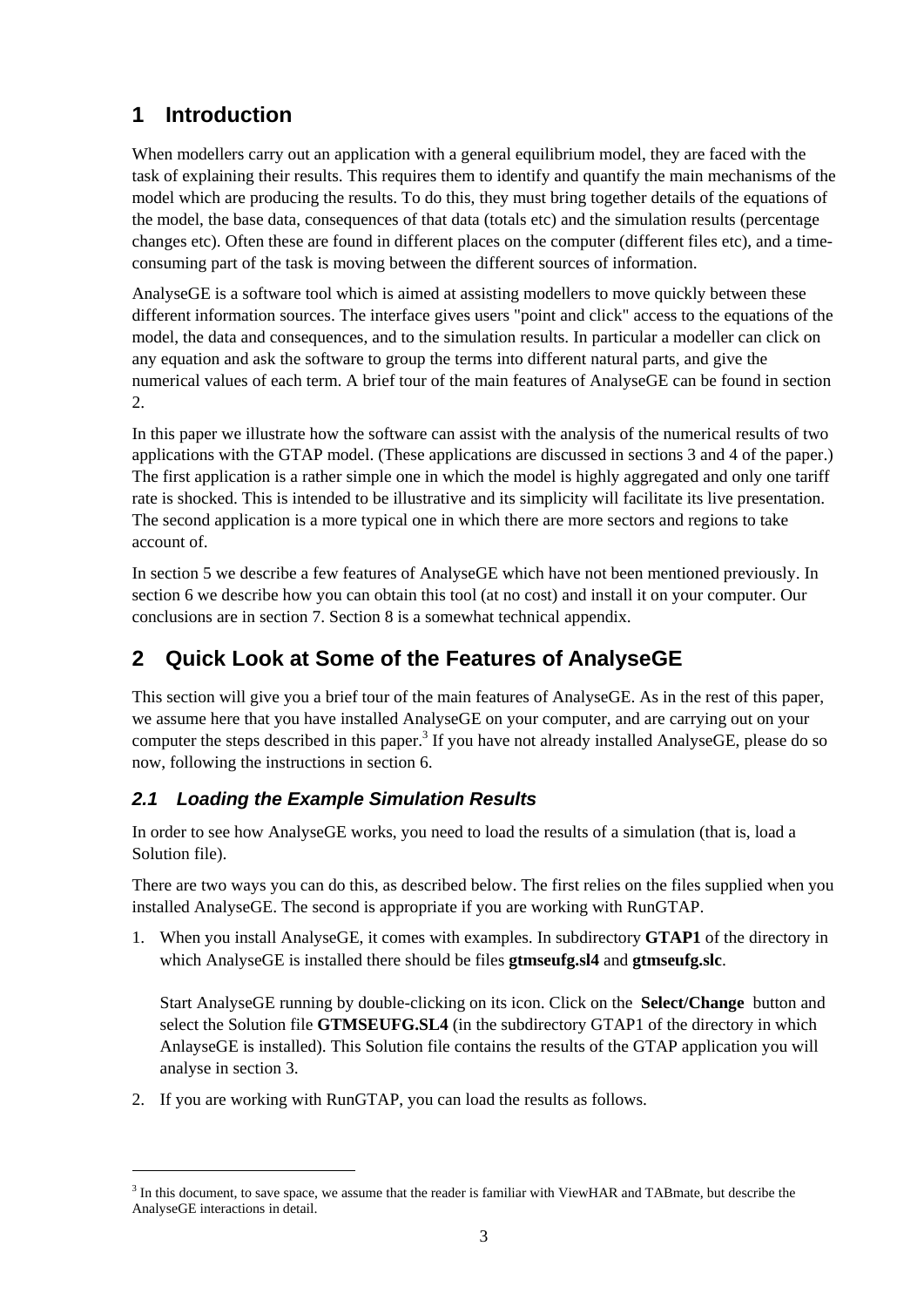# 1 Introduction

When modellers carry out an application with a general equilibrium model, they are faced with the task of explaining their results. This requires them to identify and quantify the main mechanisms of the model which are producing the results. To do this, they must bring together details of the equations of the model, the base data, consequences of that data (totals etc) and the simulation results (percentage changes etc). Often these are found in different places on the computer (different files etc), and a time-consuming part of the task is moving between the different sources of information.

AnalyseGE is a software tool which is aimed at assisting modellers to move quickly between these different information sources. The interface gives users "point and click" access to the equations of the model, the data and consequences, and to the simulation results. In particular a modeller can click on any equation and ask the software to group the terms into different natural parts, and give the numerical values of each term. A brief tour of the main features of AnalyseGE can be found in section 2.

In this paper we illustrate how the software can assist with the analysis of the numerical results of two applications with the GTAP model. (These applications are discussed in sections 3 and 4 of the paper.) The first application is a rather simple one in which the model is highly aggregated and only one tariff rate is shocked. This is intended to be illustrative and its simplicity will facilitate its live presentation. The second application is a more typical one in which there are more sectors and regions to take account of.

In section 5 we describe a few features of AnalyseGE which have not been mentioned previously. In section 6 we describe how you can obtain this tool (at no cost) and install it on your computer. Our conclusions are in section 7. Section 8 is a somewhat technical appendix.

# 2 Quick Look at Some of the Features of AnalyseGE

This section will give you a brief tour of the main features of AnalyseGE. As in the rest of this paper, we assume here that you have installed AnalyseGE on your computer, and are carrying out on your computer the steps described in this paper.[3] If you have not already installed AnalyseGE, please do so now, following the instructions in section 6.

## 2.1 Loading the Example Simulation Results

In order to see how AnalyseGE works, you need to load the results of a simulation (that is, load a Solution file).

There are two ways you can do this, as described below. The first relies on the files supplied when you installed AnalyseGE. The second is appropriate if you are working with RunGTAP.

1. When you install AnalyseGE, it comes with examples. In subdirectory **GTAP1** of the directory in which AnalyseGE is installed there should be files **gtmseufg.sl4** and **gtmseufg.slc**.

   Start AnalyseGE running by double-clicking on its icon. Click on the **Select/Change** button and select the Solution file **GTMSEUFG.SL4** (in the subdirectory GTAP1 of the directory in which AnlayseGE is installed). This Solution file contains the results of the GTAP application you will analyse in section 3.

2. If you are working with RunGTAP, you can load the results as follows.

---

[3] In this document, to save space, we assume that the reader is familiar with ViewHAR and TABmate, but describe the AnalyseGE interactions in detail.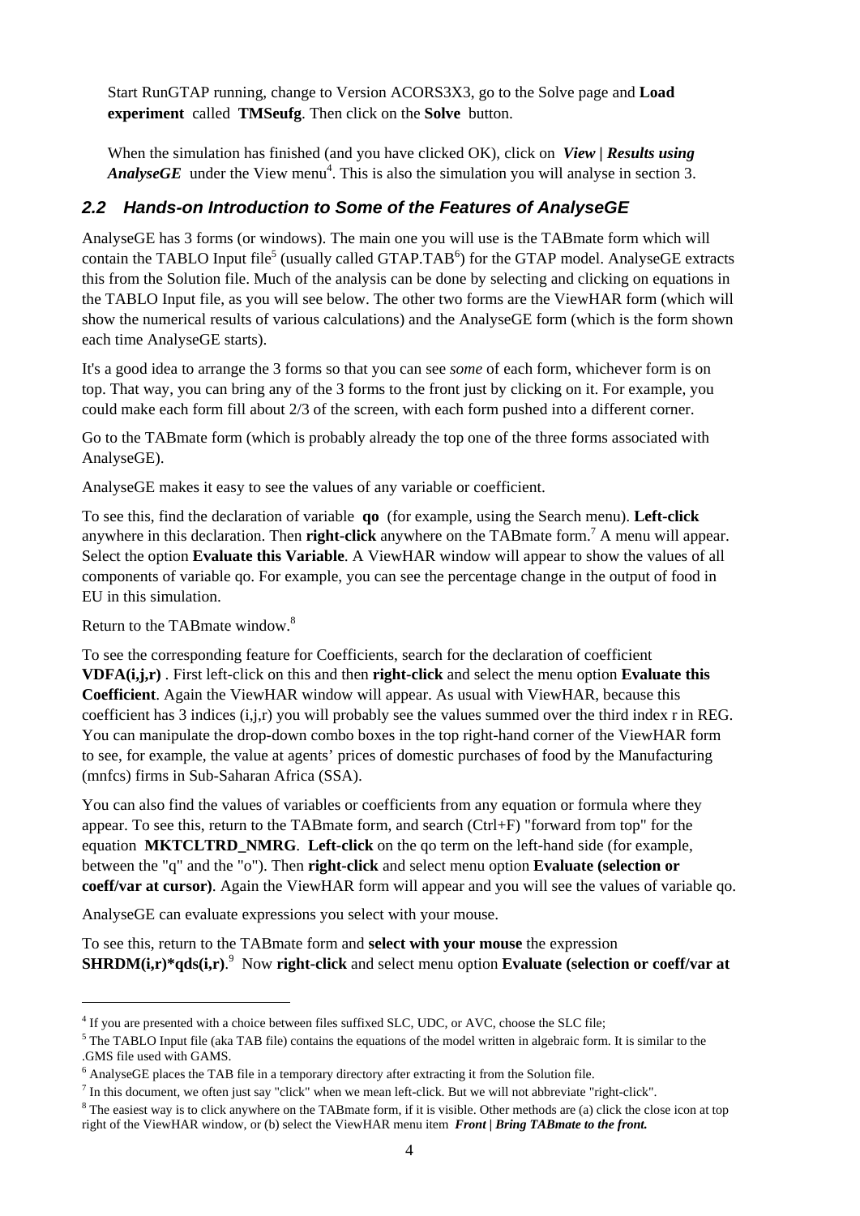Start RunGTAP running, change to Version ACORS3X3, go to the Solve page and **Load experiment** called **TMSeufg**. Then click on the **Solve** button.

When the simulation has finished (and you have clicked OK), click on ***View | Results using AnalyseGE*** under the View menu[4]. This is also the simulation you will analyse in section 3.

## *2.2 Hands-on Introduction to Some of the Features of AnalyseGE*

AnalyseGE has 3 forms (or windows). The main one you will use is the TABmate form which will contain the TABLO Input file[5] (usually called GTAP.TAB[6]) for the GTAP model. AnalyseGE extracts this from the Solution file. Much of the analysis can be done by selecting and clicking on equations in the TABLO Input file, as you will see below. The other two forms are the ViewHAR form (which will show the numerical results of various calculations) and the AnalyseGE form (which is the form shown each time AnalyseGE starts).

It's a good idea to arrange the 3 forms so that you can see *some* of each form, whichever form is on top. That way, you can bring any of the 3 forms to the front just by clicking on it. For example, you could make each form fill about 2/3 of the screen, with each form pushed into a different corner.

Go to the TABmate form (which is probably already the top one of the three forms associated with AnalyseGE).

AnalyseGE makes it easy to see the values of any variable or coefficient.

To see this, find the declaration of variable **qo** (for example, using the Search menu). **Left-click** anywhere in this declaration. Then **right-click** anywhere on the TABmate form.[7] A menu will appear. Select the option **Evaluate this Variable**. A ViewHAR window will appear to show the values of all components of variable qo. For example, you can see the percentage change in the output of food in EU in this simulation.

Return to the TABmate window.[8]

To see the corresponding feature for Coefficients, search for the declaration of coefficient **VDFA(i,j,r)** . First left-click on this and then **right-click** and select the menu option **Evaluate this Coefficient**. Again the ViewHAR window will appear. As usual with ViewHAR, because this coefficient has 3 indices (i,j,r) you will probably see the values summed over the third index r in REG. You can manipulate the drop-down combo boxes in the top right-hand corner of the ViewHAR form to see, for example, the value at agents' prices of domestic purchases of food by the Manufacturing (mnfcs) firms in Sub-Saharan Africa (SSA).

You can also find the values of variables or coefficients from any equation or formula where they appear. To see this, return to the TABmate form, and search (Ctrl+F) "forward from top" for the equation **MKTCLTRD_NMRG**. **Left-click** on the qo term on the left-hand side (for example, between the "q" and the "o"). Then **right-click** and select menu option **Evaluate (selection or coeff/var at cursor)**. Again the ViewHAR form will appear and you will see the values of variable qo.

AnalyseGE can evaluate expressions you select with your mouse.

To see this, return to the TABmate form and **select with your mouse** the expression **SHRDM(i,r)\*qds(i,r)**.[9] Now **right-click** and select menu option **Evaluate (selection or coeff/var at**

---

[4] If you are presented with a choice between files suffixed SLC, UDC, or AVC, choose the SLC file;

[5] The TABLO Input file (aka TAB file) contains the equations of the model written in algebraic form. It is similar to the .GMS file used with GAMS.

[6] AnalyseGE places the TAB file in a temporary directory after extracting it from the Solution file.

[7] In this document, we often just say "click" when we mean left-click. But we will not abbreviate "right-click".

[8] The easiest way is to click anywhere on the TABmate form, if it is visible. Other methods are (a) click the close icon at top right of the ViewHAR window, or (b) select the ViewHAR menu item ***Front | Bring TABmate to the front.***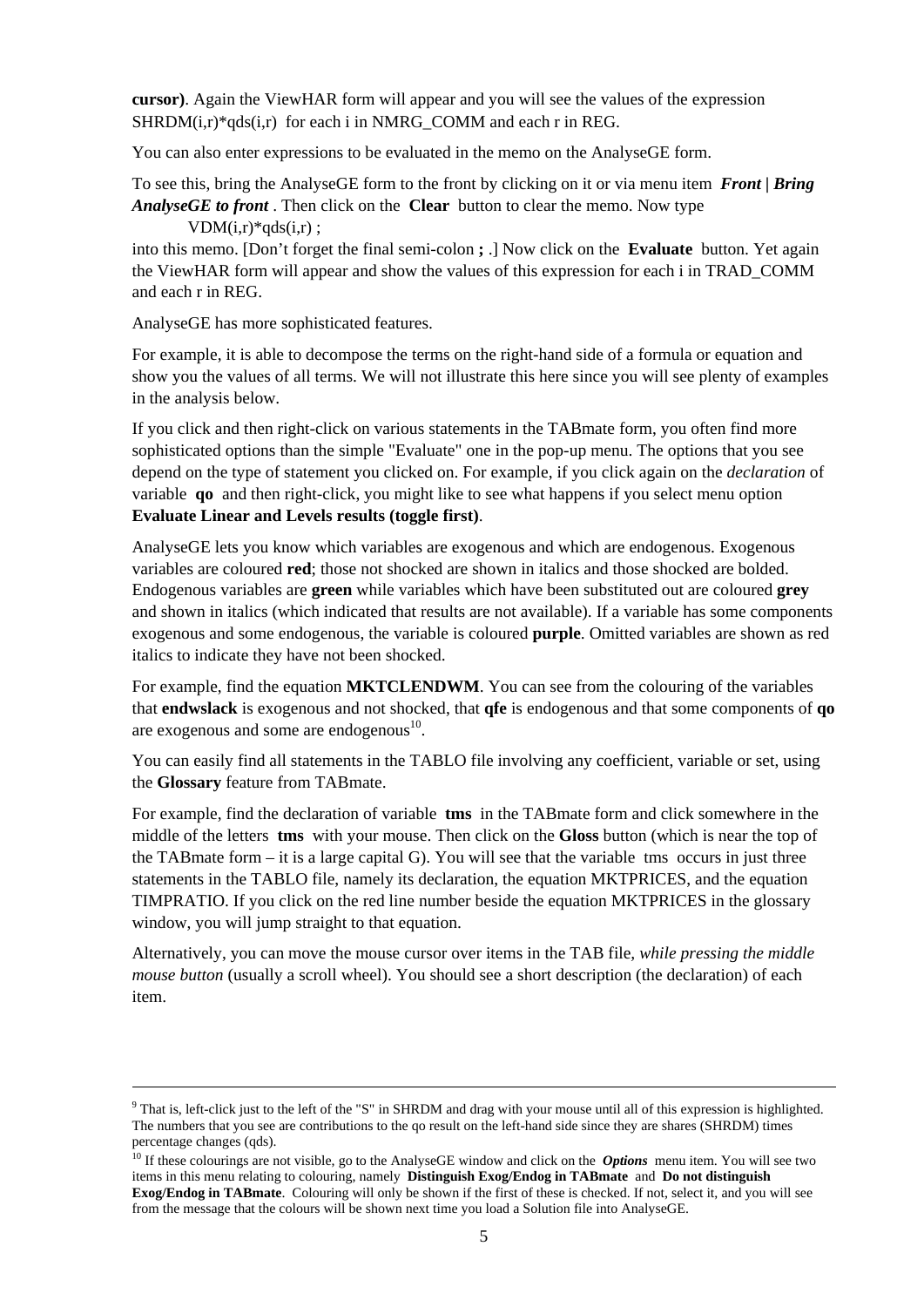**cursor)**. Again the ViewHAR form will appear and you will see the values of the expression SHRDM(i,r)*qds(i,r) for each i in NMRG_COMM and each r in REG.

You can also enter expressions to be evaluated in the memo on the AnalyseGE form.

To see this, bring the AnalyseGE form to the front by clicking on it or via menu item ***Front | Bring AnalyseGE to front*** . Then click on the **Clear** button to clear the memo. Now type

VDM(i,r)*qds(i,r) ;

into this memo. [Don't forget the final semi-colon **;** .] Now click on the **Evaluate** button. Yet again the ViewHAR form will appear and show the values of this expression for each i in TRAD_COMM and each r in REG.

AnalyseGE has more sophisticated features.

For example, it is able to decompose the terms on the right-hand side of a formula or equation and show you the values of all terms. We will not illustrate this here since you will see plenty of examples in the analysis below.

If you click and then right-click on various statements in the TABmate form, you often find more sophisticated options than the simple "Evaluate" one in the pop-up menu. The options that you see depend on the type of statement you clicked on. For example, if you click again on the *declaration* of variable **qo** and then right-click, you might like to see what happens if you select menu option **Evaluate Linear and Levels results (toggle first)**.

AnalyseGE lets you know which variables are exogenous and which are endogenous. Exogenous variables are coloured **red**; those not shocked are shown in italics and those shocked are bolded. Endogenous variables are **green** while variables which have been substituted out are coloured **grey** and shown in italics (which indicated that results are not available). If a variable has some components exogenous and some endogenous, the variable is coloured **purple**. Omitted variables are shown as red italics to indicate they have not been shocked.

For example, find the equation **MKTCLENDWM**. You can see from the colouring of the variables that **endwslack** is exogenous and not shocked, that **qfe** is endogenous and that some components of **qo** are exogenous and some are endogenous[10].

You can easily find all statements in the TABLO file involving any coefficient, variable or set, using the **Glossary** feature from TABmate.

For example, find the declaration of variable **tms** in the TABmate form and click somewhere in the middle of the letters **tms** with your mouse. Then click on the **Gloss** button (which is near the top of the TABmate form – it is a large capital G). You will see that the variable tms occurs in just three statements in the TABLO file, namely its declaration, the equation MKTPRICES, and the equation TIMPRATIO. If you click on the red line number beside the equation MKTPRICES in the glossary window, you will jump straight to that equation.

Alternatively, you can move the mouse cursor over items in the TAB file, *while pressing the middle mouse button* (usually a scroll wheel). You should see a short description (the declaration) of each item.

---

[9] That is, left-click just to the left of the "S" in SHRDM and drag with your mouse until all of this expression is highlighted. The numbers that you see are contributions to the qo result on the left-hand side since they are shares (SHRDM) times percentage changes (qds).

[10] If these colourings are not visible, go to the AnalyseGE window and click on the ***Options*** menu item. You will see two items in this menu relating to colouring, namely **Distinguish Exog/Endog in TABmate** and **Do not distinguish Exog/Endog in TABmate**. Colouring will only be shown if the first of these is checked. If not, select it, and you will see from the message that the colours will be shown next time you load a Solution file into AnalyseGE.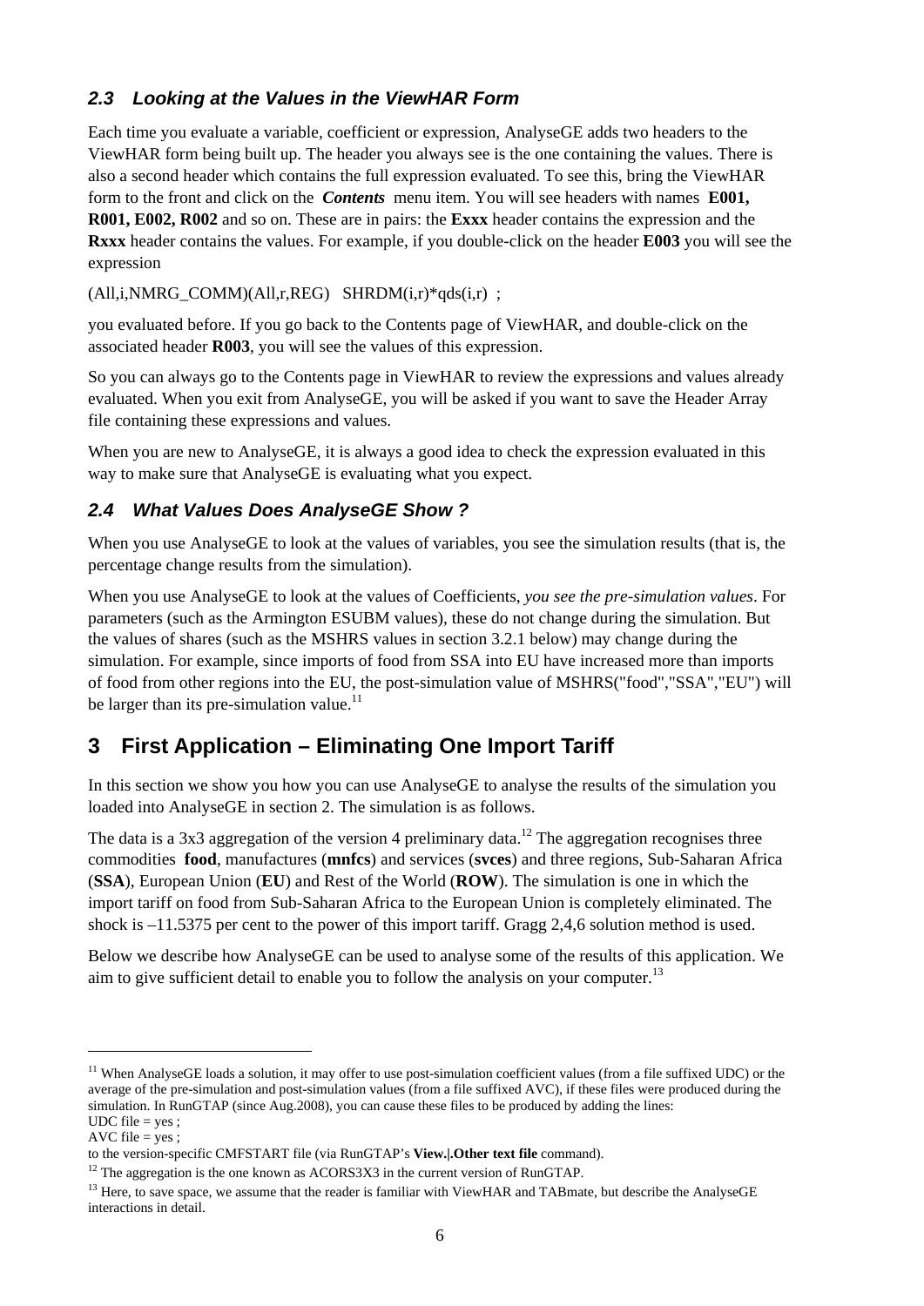### 2.3 Looking at the Values in the ViewHAR Form

Each time you evaluate a variable, coefficient or expression, AnalyseGE adds two headers to the ViewHAR form being built up. The header you always see is the one containing the values. There is also a second header which contains the full expression evaluated. To see this, bring the ViewHAR form to the front and click on the ***Contents*** menu item. You will see headers with names **E001, R001, E002, R002** and so on. These are in pairs: the **Exxx** header contains the expression and the **Rxxx** header contains the values. For example, if you double-click on the header **E003** you will see the expression

(All,i,NMRG_COMM)(All,r,REG) SHRDM(i,r)*qds(i,r) ;

you evaluated before. If you go back to the Contents page of ViewHAR, and double-click on the associated header **R003**, you will see the values of this expression.

So you can always go to the Contents page in ViewHAR to review the expressions and values already evaluated. When you exit from AnalyseGE, you will be asked if you want to save the Header Array file containing these expressions and values.

When you are new to AnalyseGE, it is always a good idea to check the expression evaluated in this way to make sure that AnalyseGE is evaluating what you expect.

### 2.4 What Values Does AnalyseGE Show ?

When you use AnalyseGE to look at the values of variables, you see the simulation results (that is, the percentage change results from the simulation).

When you use AnalyseGE to look at the values of Coefficients, *you see the pre-simulation values*. For parameters (such as the Armington ESUBM values), these do not change during the simulation. But the values of shares (such as the MSHRS values in section 3.2.1 below) may change during the simulation. For example, since imports of food from SSA into EU have increased more than imports of food from other regions into the EU, the post-simulation value of MSHRS("food","SSA","EU") will be larger than its pre-simulation value.[11]

## 3 First Application – Eliminating One Import Tariff

In this section we show you how you can use AnalyseGE to analyse the results of the simulation you loaded into AnalyseGE in section 2. The simulation is as follows.

The data is a 3x3 aggregation of the version 4 preliminary data.[12] The aggregation recognises three commodities **food**, manufactures (**mnfcs**) and services (**svces**) and three regions, Sub-Saharan Africa (**SSA**), European Union (**EU**) and Rest of the World (**ROW**). The simulation is one in which the import tariff on food from Sub-Saharan Africa to the European Union is completely eliminated. The shock is –11.5375 per cent to the power of this import tariff. Gragg 2,4,6 solution method is used.

Below we describe how AnalyseGE can be used to analyse some of the results of this application. We aim to give sufficient detail to enable you to follow the analysis on your computer.[13]

---

[11] When AnalyseGE loads a solution, it may offer to use post-simulation coefficient values (from a file suffixed UDC) or the average of the pre-simulation and post-simulation values (from a file suffixed AVC), if these files were produced during the simulation. In RunGTAP (since Aug.2008), you can cause these files to be produced by adding the lines:
UDC file = yes ;
AVC file = yes ;
to the version-specific CMFSTART file (via RunGTAP's **View.|.Other text file** command).

[12] The aggregation is the one known as ACORS3X3 in the current version of RunGTAP.

[13] Here, to save space, we assume that the reader is familiar with ViewHAR and TABmate, but describe the AnalyseGE interactions in detail.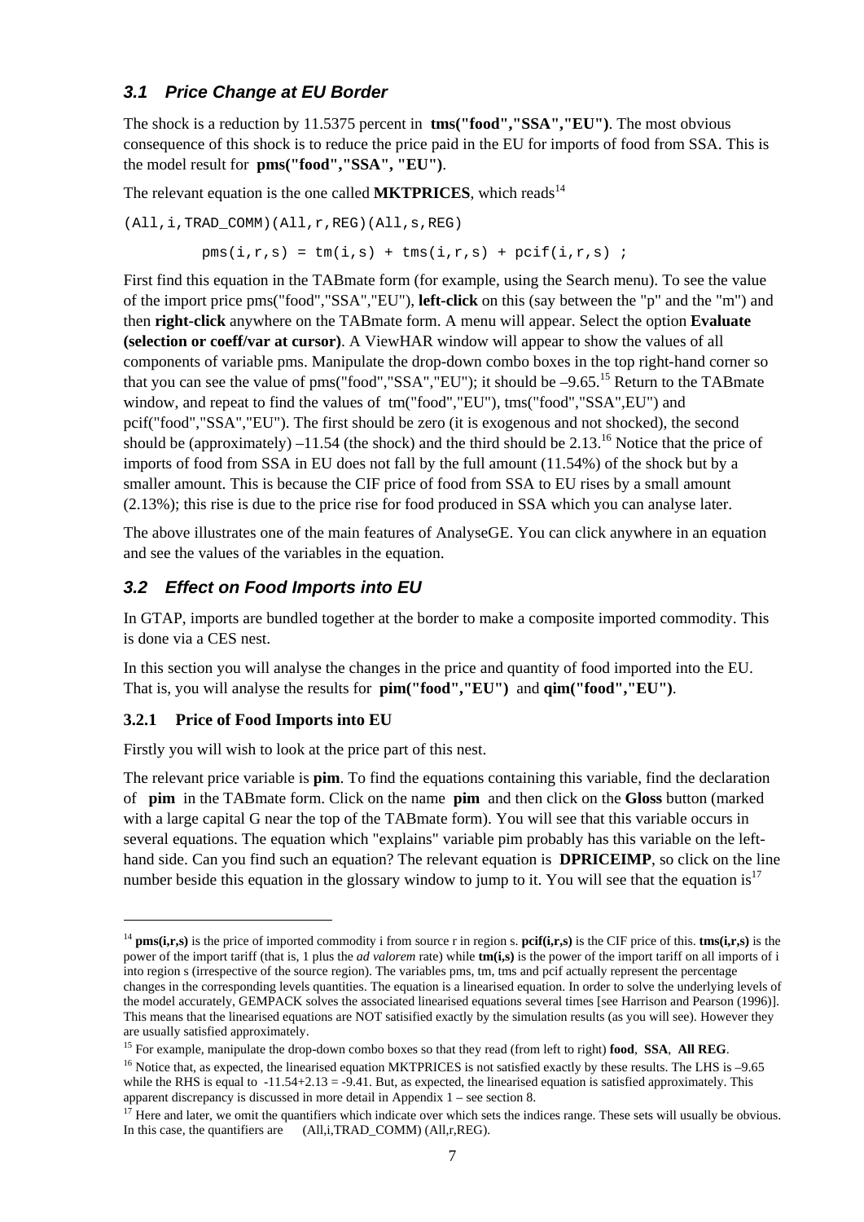### 3.1 Price Change at EU Border

The shock is a reduction by 11.5375 percent in **tms("food","SSA","EU")**. The most obvious consequence of this shock is to reduce the price paid in the EU for imports of food from SSA. This is the model result for **pms("food","SSA", "EU")**.

The relevant equation is the one called **MKTPRICES**, which reads[14]

```
(All,i,TRAD_COMM)(All,r,REG)(All,s,REG)

        pms(i,r,s) = tm(i,s) + tms(i,r,s) + pcif(i,r,s) ;
```

First find this equation in the TABmate form (for example, using the Search menu). To see the value of the import price pms("food","SSA","EU"), **left-click** on this (say between the "p" and the "m") and then **right-click** anywhere on the TABmate form. A menu will appear. Select the option **Evaluate (selection or coeff/var at cursor)**. A ViewHAR window will appear to show the values of all components of variable pms. Manipulate the drop-down combo boxes in the top right-hand corner so that you can see the value of pms("food","SSA","EU"); it should be –9.65.[15] Return to the TABmate window, and repeat to find the values of tm("food","EU"), tms("food","SSA",EU") and pcif("food","SSA","EU"). The first should be zero (it is exogenous and not shocked), the second should be (approximately) –11.54 (the shock) and the third should be 2.13.[16] Notice that the price of imports of food from SSA in EU does not fall by the full amount (11.54%) of the shock but by a smaller amount. This is because the CIF price of food from SSA to EU rises by a small amount (2.13%); this rise is due to the price rise for food produced in SSA which you can analyse later.

The above illustrates one of the main features of AnalyseGE. You can click anywhere in an equation and see the values of the variables in the equation.

### 3.2 Effect on Food Imports into EU

In GTAP, imports are bundled together at the border to make a composite imported commodity. This is done via a CES nest.

In this section you will analyse the changes in the price and quantity of food imported into the EU. That is, you will analyse the results for **pim("food","EU")** and **qim("food","EU")**.

#### 3.2.1 Price of Food Imports into EU

Firstly you will wish to look at the price part of this nest.

The relevant price variable is **pim**. To find the equations containing this variable, find the declaration of **pim** in the TABmate form. Click on the name **pim** and then click on the **Gloss** button (marked with a large capital G near the top of the TABmate form). You will see that this variable occurs in several equations. The equation which "explains" variable pim probably has this variable on the left-hand side. Can you find such an equation? The relevant equation is **DPRICEIMP**, so click on the line number beside this equation in the glossary window to jump to it. You will see that the equation is[17]

---

[14] **pms(i,r,s)** is the price of imported commodity i from source r in region s. **pcif(i,r,s)** is the CIF price of this. **tms(i,r,s)** is the power of the import tariff (that is, 1 plus the *ad valorem* rate) while **tm(i,s)** is the power of the import tariff on all imports of i into region s (irrespective of the source region). The variables pms, tm, tms and pcif actually represent the percentage changes in the corresponding levels quantities. The equation is a linearised equation. In order to solve the underlying levels of the model accurately, GEMPACK solves the associated linearised equations several times [see Harrison and Pearson (1996)]. This means that the linearised equations are NOT satisified exactly by the simulation results (as you will see). However they are usually satisfied approximately.

[15] For example, manipulate the drop-down combo boxes so that they read (from left to right) **food**, **SSA**, **All REG**.

[16] Notice that, as expected, the linearised equation MKTPRICES is not satisfied exactly by these results. The LHS is –9.65 while the RHS is equal to -11.54+2.13 = -9.41. But, as expected, the linearised equation is satisfied approximately. This apparent discrepancy is discussed in more detail in Appendix 1 – see section 8.

[17] Here and later, we omit the quantifiers which indicate over which sets the indices range. These sets will usually be obvious. In this case, the quantifiers are (All,i,TRAD_COMM) (All,r,REG).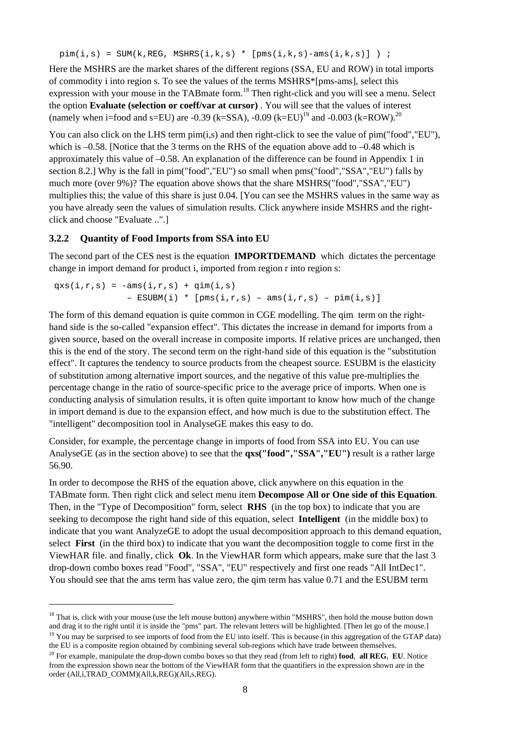```
pim(i,s) = SUM(k,REG, MSHRS(i,k,s) * [pms(i,k,s)-ams(i,k,s)] ) ;
```

Here the MSHRS are the market shares of the different regions (SSA, EU and ROW) in total imports of commodity i into region s. To see the values of the terms MSHRS*[pms-ams], select this expression with your mouse in the TABmate form.[18] Then right-click and you will see a menu. Select the option **Evaluate (selection or coeff/var at cursor)** . You will see that the values of interest (namely when i=food and s=EU) are -0.39 (k=SSA), -0.09 (k=EU)[19] and -0.003 (k=ROW).[20]

You can also click on the LHS term pim(i,s) and then right-click to see the value of pim("food","EU"), which is –0.58. [Notice that the 3 terms on the RHS of the equation above add to –0.48 which is approximately this value of –0.58. An explanation of the difference can be found in Appendix 1 in section 8.2.] Why is the fall in pim("food","EU") so small when pms("food","SSA","EU") falls by much more (over 9%)? The equation above shows that the share MSHRS("food","SSA","EU") multiplies this; the value of this share is just 0.04. [You can see the MSHRS values in the same way as you have already seen the values of simulation results. Click anywhere inside MSHRS and the right-click and choose "Evaluate ..".]

### 3.2.2 Quantity of Food Imports from SSA into EU

The second part of the CES nest is the equation **IMPORTDEMAND** which dictates the percentage change in import demand for product i, imported from region r into region s:

```
qxs(i,r,s) = -ams(i,r,s) + qim(i,s)
              – ESUBM(i) * [pms(i,r,s) – ams(i,r,s) – pim(i,s)]
```

The form of this demand equation is quite common in CGE modelling. The qim term on the right-hand side is the so-called "expansion effect". This dictates the increase in demand for imports from a given source, based on the overall increase in composite imports. If relative prices are unchanged, then this is the end of the story. The second term on the right-hand side of this equation is the "substitution effect". It captures the tendency to source products from the cheapest source. ESUBM is the elasticity of substitution among alternative import sources, and the negative of this value pre-multiplies the percentage change in the ratio of source-specific price to the average price of imports. When one is conducting analysis of simulation results, it is often quite important to know how much of the change in import demand is due to the expansion effect, and how much is due to the substitution effect. The "intelligent" decomposition tool in AnalyseGE makes this easy to do.

Consider, for example, the percentage change in imports of food from SSA into EU. You can use AnalyseGE (as in the section above) to see that the **qxs("food","SSA","EU")** result is a rather large 56.90.

In order to decompose the RHS of the equation above, click anywhere on this equation in the TABmate form. Then right click and select menu item **Decompose All or One side of this Equation**. Then, in the "Type of Decomposition" form, select **RHS** (in the top box) to indicate that you are seeking to decompose the right hand side of this equation, select **Intelligent** (in the middle box) to indicate that you want AnalyzeGE to adopt the usual decomposition approach to this demand equation, select **First** (in the third box) to indicate that you want the decomposition toggle to come first in the ViewHAR file. and finally, click **Ok**. In the ViewHAR form which appears, make sure that the last 3 drop-down combo boxes read "Food", "SSA", "EU" respectively and first one reads "All IntDec1". You should see that the ams term has value zero, the qim term has value 0.71 and the ESUBM term

---

[18] That is, click with your mouse (use the left mouse button) anywhere within "MSHRS", then hold the mouse button down and drag it to the right until it is inside the "pms" part. The relevant letters will be highlighted. [Then let go of the mouse.]

[19] You may be surprised to see imports of food from the EU into itself. This is because (in this aggregation of the GTAP data) the EU is a composite region obtained by combining several sub-regions which have trade between themselves.

[20] For example, manipulate the drop-down combo boxes so that they read (from left to right) **food**, **all REG**, **EU**. Notice from the expression shown near the bottom of the ViewHAR form that the quantifiers in the expression shown are in the order (All,i,TRAD_COMM)(All,k,REG)(All,s,REG).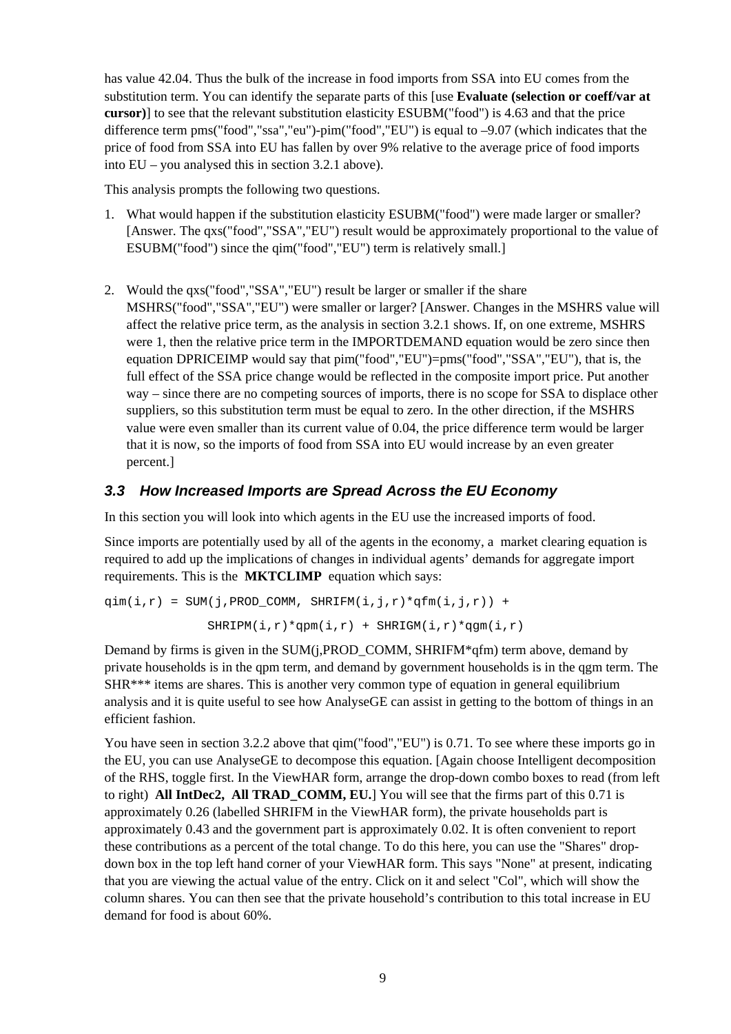has value 42.04. Thus the bulk of the increase in food imports from SSA into EU comes from the substitution term. You can identify the separate parts of this [use **Evaluate (selection or coeff/var at cursor)**] to see that the relevant substitution elasticity ESUBM("food") is 4.63 and that the price difference term pms("food","ssa","eu")-pim("food","EU") is equal to –9.07 (which indicates that the price of food from SSA into EU has fallen by over 9% relative to the average price of food imports into EU – you analysed this in section 3.2.1 above).

This analysis prompts the following two questions.

1. What would happen if the substitution elasticity ESUBM("food") were made larger or smaller? [Answer. The qxs("food","SSA","EU") result would be approximately proportional to the value of ESUBM("food") since the qim("food","EU") term is relatively small.]

2. Would the qxs("food","SSA","EU") result be larger or smaller if the share MSHRS("food","SSA","EU") were smaller or larger? [Answer. Changes in the MSHRS value will affect the relative price term, as the analysis in section 3.2.1 shows. If, on one extreme, MSHRS were 1, then the relative price term in the IMPORTDEMAND equation would be zero since then equation DPRICEIMP would say that pim("food","EU")=pms("food","SSA","EU"), that is, the full effect of the SSA price change would be reflected in the composite import price. Put another way – since there are no competing sources of imports, there is no scope for SSA to displace other suppliers, so this substitution term must be equal to zero. In the other direction, if the MSHRS value were even smaller than its current value of 0.04, the price difference term would be larger that it is now, so the imports of food from SSA into EU would increase by an even greater percent.]

## *3.3 How Increased Imports are Spread Across the EU Economy*

In this section you will look into which agents in the EU use the increased imports of food.

Since imports are potentially used by all of the agents in the economy, a market clearing equation is required to add up the implications of changes in individual agents' demands for aggregate import requirements. This is the **MKTCLIMP** equation which says:

```
qim(i,r) = SUM(j,PROD_COMM, SHRIFM(i,j,r)*qfm(i,j,r)) +
              SHRIPM(i,r)*qpm(i,r) + SHRIGM(i,r)*qgm(i,r)
```

Demand by firms is given in the SUM(j,PROD_COMM, SHRIFM*qfm) term above, demand by private households is in the qpm term, and demand by government households is in the qgm term. The SHR*** items are shares. This is another very common type of equation in general equilibrium analysis and it is quite useful to see how AnalyseGE can assist in getting to the bottom of things in an efficient fashion.

You have seen in section 3.2.2 above that qim("food","EU") is 0.71. To see where these imports go in the EU, you can use AnalyseGE to decompose this equation. [Again choose Intelligent decomposition of the RHS, toggle first. In the ViewHAR form, arrange the drop-down combo boxes to read (from left to right) **All IntDec2, All TRAD_COMM, EU.**] You will see that the firms part of this 0.71 is approximately 0.26 (labelled SHRIFM in the ViewHAR form), the private households part is approximately 0.43 and the government part is approximately 0.02. It is often convenient to report these contributions as a percent of the total change. To do this here, you can use the "Shares" drop-down box in the top left hand corner of your ViewHAR form. This says "None" at present, indicating that you are viewing the actual value of the entry. Click on it and select "Col", which will show the column shares. You can then see that the private household's contribution to this total increase in EU demand for food is about 60%.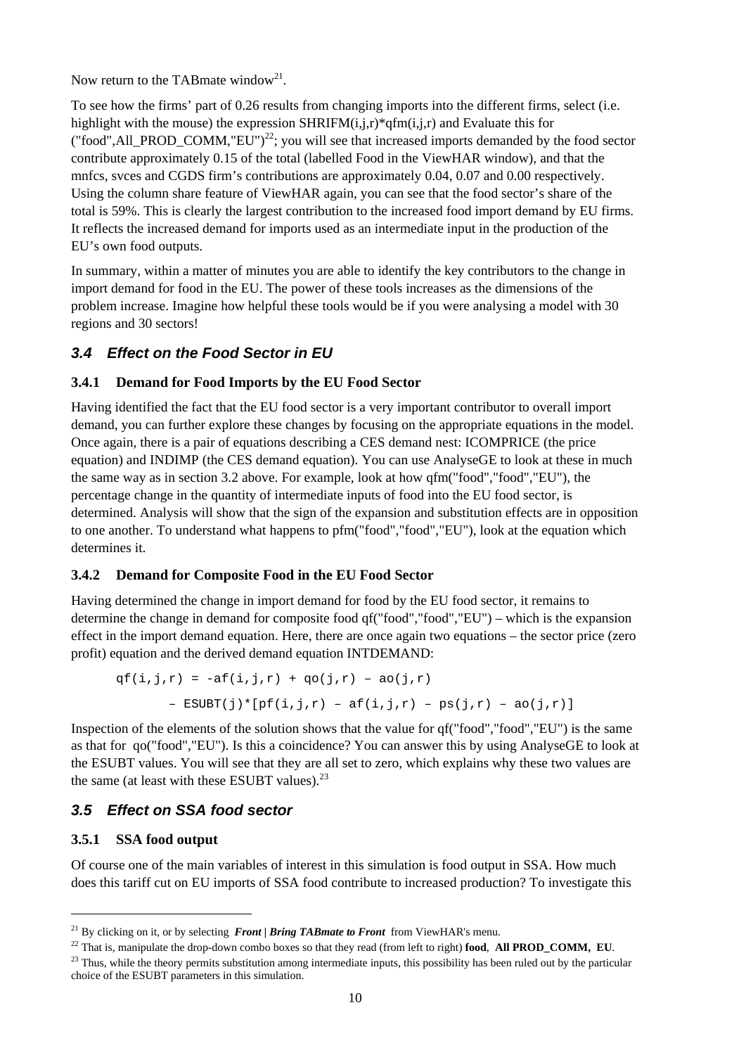Now return to the TABmate window[21].

To see how the firms' part of 0.26 results from changing imports into the different firms, select (i.e. highlight with the mouse) the expression SHRIFM(i,j,r)*qfm(i,j,r) and Evaluate this for ("food",All_PROD_COMM,"EU")[22]; you will see that increased imports demanded by the food sector contribute approximately 0.15 of the total (labelled Food in the ViewHAR window), and that the mnfcs, svces and CGDS firm's contributions are approximately 0.04, 0.07 and 0.00 respectively. Using the column share feature of ViewHAR again, you can see that the food sector's share of the total is 59%. This is clearly the largest contribution to the increased food import demand by EU firms. It reflects the increased demand for imports used as an intermediate input in the production of the EU's own food outputs.

In summary, within a matter of minutes you are able to identify the key contributors to the change in import demand for food in the EU. The power of these tools increases as the dimensions of the problem increase. Imagine how helpful these tools would be if you were analysing a model with 30 regions and 30 sectors!

## 3.4 Effect on the Food Sector in EU

### 3.4.1 Demand for Food Imports by the EU Food Sector

Having identified the fact that the EU food sector is a very important contributor to overall import demand, you can further explore these changes by focusing on the appropriate equations in the model. Once again, there is a pair of equations describing a CES demand nest: ICOMPRICE (the price equation) and INDIMP (the CES demand equation). You can use AnalyseGE to look at these in much the same way as in section 3.2 above. For example, look at how qfm("food","food","EU"), the percentage change in the quantity of intermediate inputs of food into the EU food sector, is determined. Analysis will show that the sign of the expansion and substitution effects are in opposition to one another. To understand what happens to pfm("food","food","EU"), look at the equation which determines it.

### 3.4.2 Demand for Composite Food in the EU Food Sector

Having determined the change in import demand for food by the EU food sector, it remains to determine the change in demand for composite food qf("food","food","EU") – which is the expansion effect in the import demand equation. Here, there are once again two equations – the sector price (zero profit) equation and the derived demand equation INTDEMAND:

```
qf(i,j,r) = -af(i,j,r) + qo(j,r) – ao(j,r)
       – ESUBT(j)*[pf(i,j,r) – af(i,j,r) – ps(j,r) – ao(j,r)]
```

Inspection of the elements of the solution shows that the value for qf("food","food","EU") is the same as that for qo("food","EU"). Is this a coincidence? You can answer this by using AnalyseGE to look at the ESUBT values. You will see that they are all set to zero, which explains why these two values are the same (at least with these ESUBT values).[23]

## 3.5 Effect on SSA food sector

### 3.5.1 SSA food output

Of course one of the main variables of interest in this simulation is food output in SSA. How much does this tariff cut on EU imports of SSA food contribute to increased production? To investigate this

---

[21] By clicking on it, or by selecting ***Front | Bring TABmate to Front*** from ViewHAR's menu.

[22] That is, manipulate the drop-down combo boxes so that they read (from left to right) **food**, **All PROD_COMM, EU**.

[23] Thus, while the theory permits substitution among intermediate inputs, this possibility has been ruled out by the particular choice of the ESUBT parameters in this simulation.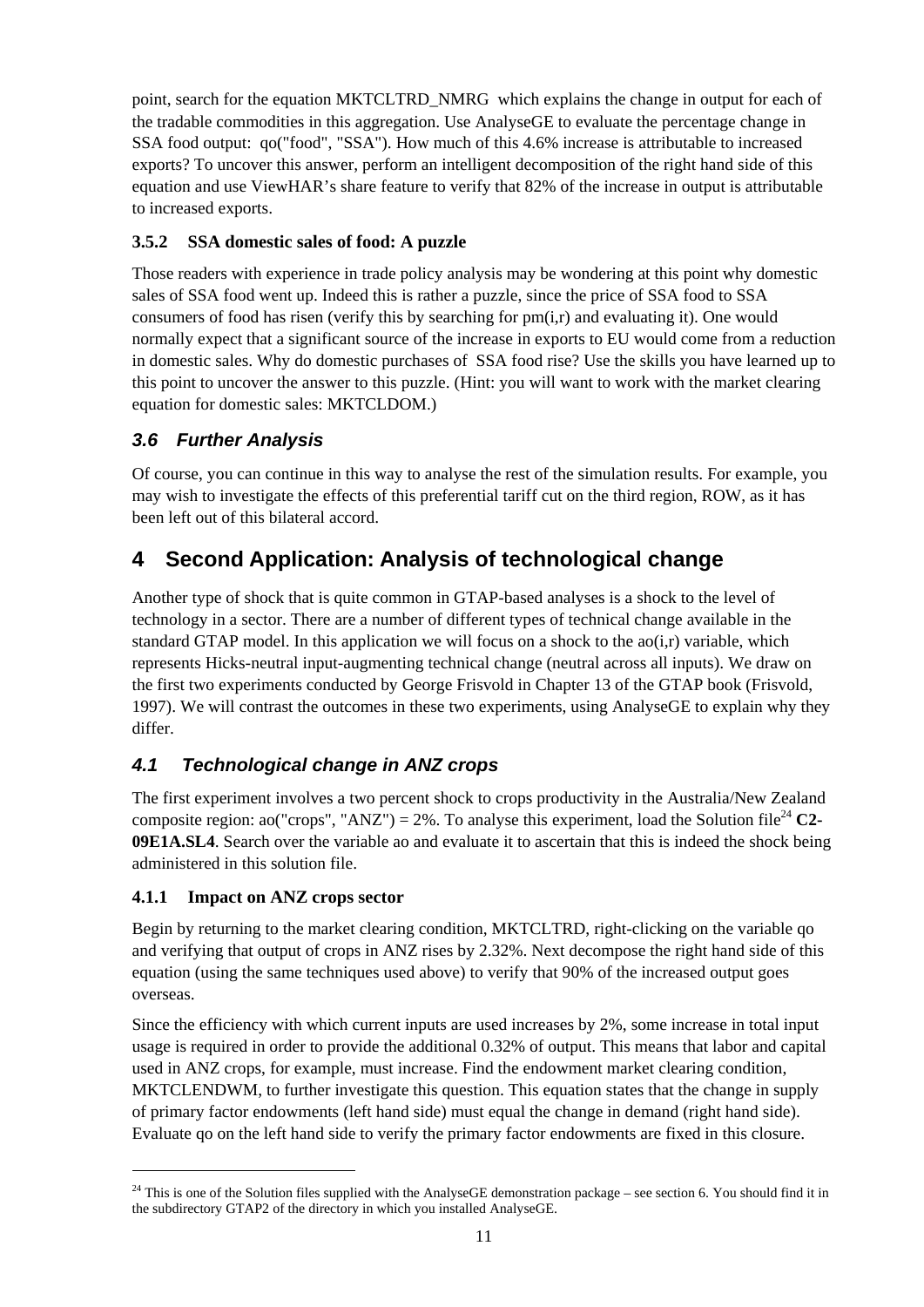point, search for the equation MKTCLTRD_NMRG which explains the change in output for each of the tradable commodities in this aggregation. Use AnalyseGE to evaluate the percentage change in SSA food output: qo("food", "SSA"). How much of this 4.6% increase is attributable to increased exports? To uncover this answer, perform an intelligent decomposition of the right hand side of this equation and use ViewHAR's share feature to verify that 82% of the increase in output is attributable to increased exports.

### 3.5.2 SSA domestic sales of food: A puzzle

Those readers with experience in trade policy analysis may be wondering at this point why domestic sales of SSA food went up. Indeed this is rather a puzzle, since the price of SSA food to SSA consumers of food has risen (verify this by searching for pm(i,r) and evaluating it). One would normally expect that a significant source of the increase in exports to EU would come from a reduction in domestic sales. Why do domestic purchases of SSA food rise? Use the skills you have learned up to this point to uncover the answer to this puzzle. (Hint: you will want to work with the market clearing equation for domestic sales: MKTCLDOM.)

## *3.6 Further Analysis*

Of course, you can continue in this way to analyse the rest of the simulation results. For example, you may wish to investigate the effects of this preferential tariff cut on the third region, ROW, as it has been left out of this bilateral accord.

# 4 Second Application: Analysis of technological change

Another type of shock that is quite common in GTAP-based analyses is a shock to the level of technology in a sector. There are a number of different types of technical change available in the standard GTAP model. In this application we will focus on a shock to the ao(i,r) variable, which represents Hicks-neutral input-augmenting technical change (neutral across all inputs). We draw on the first two experiments conducted by George Frisvold in Chapter 13 of the GTAP book (Frisvold, 1997). We will contrast the outcomes in these two experiments, using AnalyseGE to explain why they differ.

## *4.1 Technological change in ANZ crops*

The first experiment involves a two percent shock to crops productivity in the Australia/New Zealand composite region: ao("crops", "ANZ") = 2%. To analyse this experiment, load the Solution file[24] **C2-09E1A.SL4**. Search over the variable ao and evaluate it to ascertain that this is indeed the shock being administered in this solution file.

### 4.1.1 Impact on ANZ crops sector

Begin by returning to the market clearing condition, MKTCLTRD, right-clicking on the variable qo and verifying that output of crops in ANZ rises by 2.32%. Next decompose the right hand side of this equation (using the same techniques used above) to verify that 90% of the increased output goes overseas.

Since the efficiency with which current inputs are used increases by 2%, some increase in total input usage is required in order to provide the additional 0.32% of output. This means that labor and capital used in ANZ crops, for example, must increase. Find the endowment market clearing condition, MKTCLENDWM, to further investigate this question. This equation states that the change in supply of primary factor endowments (left hand side) must equal the change in demand (right hand side). Evaluate qo on the left hand side to verify the primary factor endowments are fixed in this closure.

---

[24] This is one of the Solution files supplied with the AnalyseGE demonstration package – see section 6. You should find it in the subdirectory GTAP2 of the directory in which you installed AnalyseGE.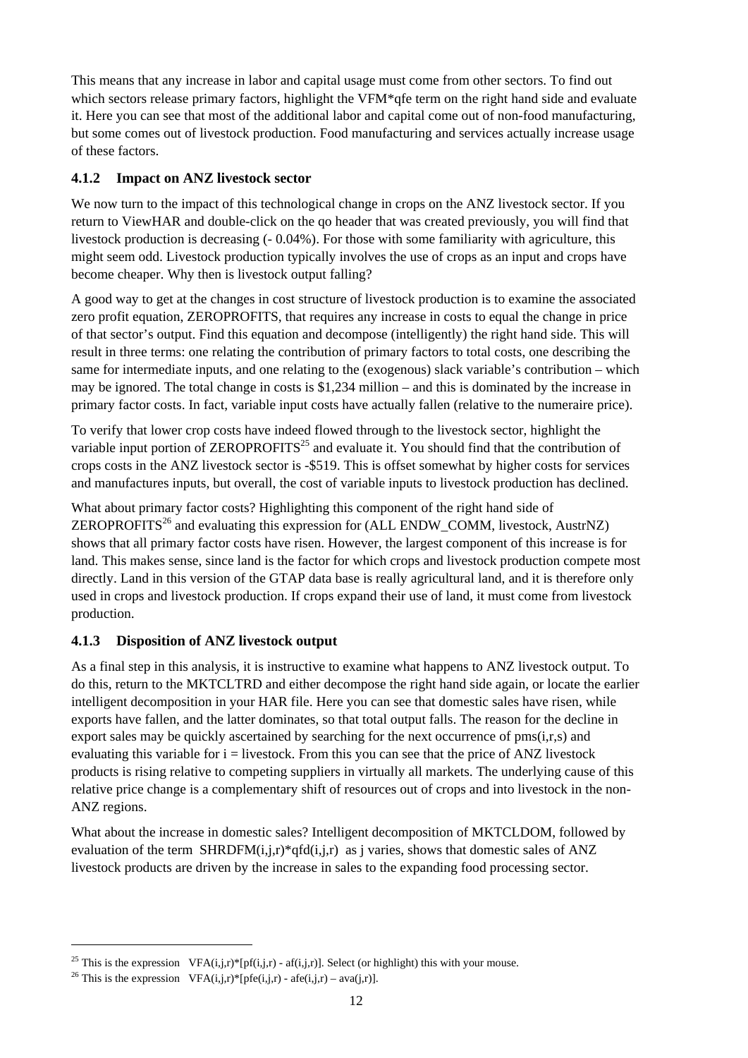This means that any increase in labor and capital usage must come from other sectors. To find out which sectors release primary factors, highlight the VFM*qfe term on the right hand side and evaluate it. Here you can see that most of the additional labor and capital come out of non-food manufacturing, but some comes out of livestock production. Food manufacturing and services actually increase usage of these factors.

### 4.1.2 Impact on ANZ livestock sector

We now turn to the impact of this technological change in crops on the ANZ livestock sector. If you return to ViewHAR and double-click on the qo header that was created previously, you will find that livestock production is decreasing (- 0.04%). For those with some familiarity with agriculture, this might seem odd. Livestock production typically involves the use of crops as an input and crops have become cheaper. Why then is livestock output falling?

A good way to get at the changes in cost structure of livestock production is to examine the associated zero profit equation, ZEROPROFITS, that requires any increase in costs to equal the change in price of that sector's output. Find this equation and decompose (intelligently) the right hand side. This will result in three terms: one relating the contribution of primary factors to total costs, one describing the same for intermediate inputs, and one relating to the (exogenous) slack variable's contribution – which may be ignored. The total change in costs is $1,234 million – and this is dominated by the increase in primary factor costs. In fact, variable input costs have actually fallen (relative to the numeraire price).

To verify that lower crop costs have indeed flowed through to the livestock sector, highlight the variable input portion of ZEROPROFITS[25] and evaluate it. You should find that the contribution of crops costs in the ANZ livestock sector is -$519. This is offset somewhat by higher costs for services and manufactures inputs, but overall, the cost of variable inputs to livestock production has declined.

What about primary factor costs? Highlighting this component of the right hand side of ZEROPROFITS[26] and evaluating this expression for (ALL ENDW_COMM, livestock, AustrNZ) shows that all primary factor costs have risen. However, the largest component of this increase is for land. This makes sense, since land is the factor for which crops and livestock production compete most directly. Land in this version of the GTAP data base is really agricultural land, and it is therefore only used in crops and livestock production. If crops expand their use of land, it must come from livestock production.

### 4.1.3 Disposition of ANZ livestock output

As a final step in this analysis, it is instructive to examine what happens to ANZ livestock output. To do this, return to the MKTCLTRD and either decompose the right hand side again, or locate the earlier intelligent decomposition in your HAR file. Here you can see that domestic sales have risen, while exports have fallen, and the latter dominates, so that total output falls. The reason for the decline in export sales may be quickly ascertained by searching for the next occurrence of pms(i,r,s) and evaluating this variable for i = livestock. From this you can see that the price of ANZ livestock products is rising relative to competing suppliers in virtually all markets. The underlying cause of this relative price change is a complementary shift of resources out of crops and into livestock in the non-ANZ regions.

What about the increase in domestic sales? Intelligent decomposition of MKTCLDOM, followed by evaluation of the term SHRDFM(i,j,r)*qfd(i,j,r) as j varies, shows that domestic sales of ANZ livestock products are driven by the increase in sales to the expanding food processing sector.

---

[25] This is the expression VFA(i,j,r)*[pf(i,j,r) - af(i,j,r)]. Select (or highlight) this with your mouse.

[26] This is the expression VFA(i,j,r)*[pfe(i,j,r) - afe(i,j,r) – ava(j,r)].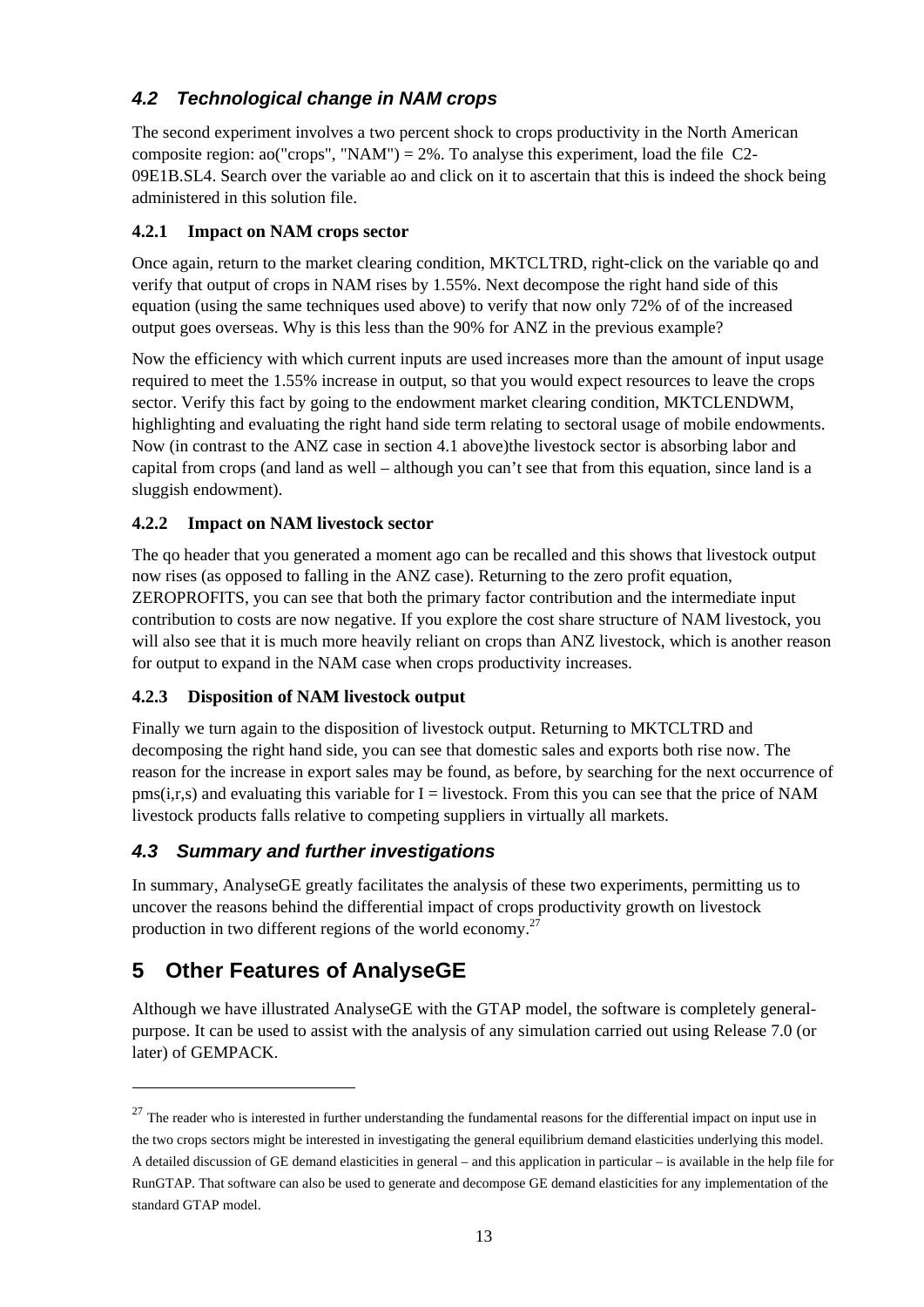## *4.2 Technological change in NAM crops*

The second experiment involves a two percent shock to crops productivity in the North American composite region: ao("crops", "NAM") = 2%. To analyse this experiment, load the file C2-09E1B.SL4. Search over the variable ao and click on it to ascertain that this is indeed the shock being administered in this solution file.

### 4.2.1 Impact on NAM crops sector

Once again, return to the market clearing condition, MKTCLTRD, right-click on the variable qo and verify that output of crops in NAM rises by 1.55%. Next decompose the right hand side of this equation (using the same techniques used above) to verify that now only 72% of of the increased output goes overseas. Why is this less than the 90% for ANZ in the previous example?

Now the efficiency with which current inputs are used increases more than the amount of input usage required to meet the 1.55% increase in output, so that you would expect resources to leave the crops sector. Verify this fact by going to the endowment market clearing condition, MKTCLENDWM, highlighting and evaluating the right hand side term relating to sectoral usage of mobile endowments. Now (in contrast to the ANZ case in section 4.1 above)the livestock sector is absorbing labor and capital from crops (and land as well – although you can't see that from this equation, since land is a sluggish endowment).

### 4.2.2 Impact on NAM livestock sector

The qo header that you generated a moment ago can be recalled and this shows that livestock output now rises (as opposed to falling in the ANZ case). Returning to the zero profit equation, ZEROPROFITS, you can see that both the primary factor contribution and the intermediate input contribution to costs are now negative. If you explore the cost share structure of NAM livestock, you will also see that it is much more heavily reliant on crops than ANZ livestock, which is another reason for output to expand in the NAM case when crops productivity increases.

### 4.2.3 Disposition of NAM livestock output

Finally we turn again to the disposition of livestock output. Returning to MKTCLTRD and decomposing the right hand side, you can see that domestic sales and exports both rise now. The reason for the increase in export sales may be found, as before, by searching for the next occurrence of pms(i,r,s) and evaluating this variable for I = livestock. From this you can see that the price of NAM livestock products falls relative to competing suppliers in virtually all markets.

## *4.3 Summary and further investigations*

In summary, AnalyseGE greatly facilitates the analysis of these two experiments, permitting us to uncover the reasons behind the differential impact of crops productivity growth on livestock production in two different regions of the world economy.[27]

# 5 Other Features of AnalyseGE

Although we have illustrated AnalyseGE with the GTAP model, the software is completely general-purpose. It can be used to assist with the analysis of any simulation carried out using Release 7.0 (or later) of GEMPACK.

---

[27] The reader who is interested in further understanding the fundamental reasons for the differential impact on input use in the two crops sectors might be interested in investigating the general equilibrium demand elasticities underlying this model. A detailed discussion of GE demand elasticities in general – and this application in particular – is available in the help file for RunGTAP. That software can also be used to generate and decompose GE demand elasticities for any implementation of the standard GTAP model.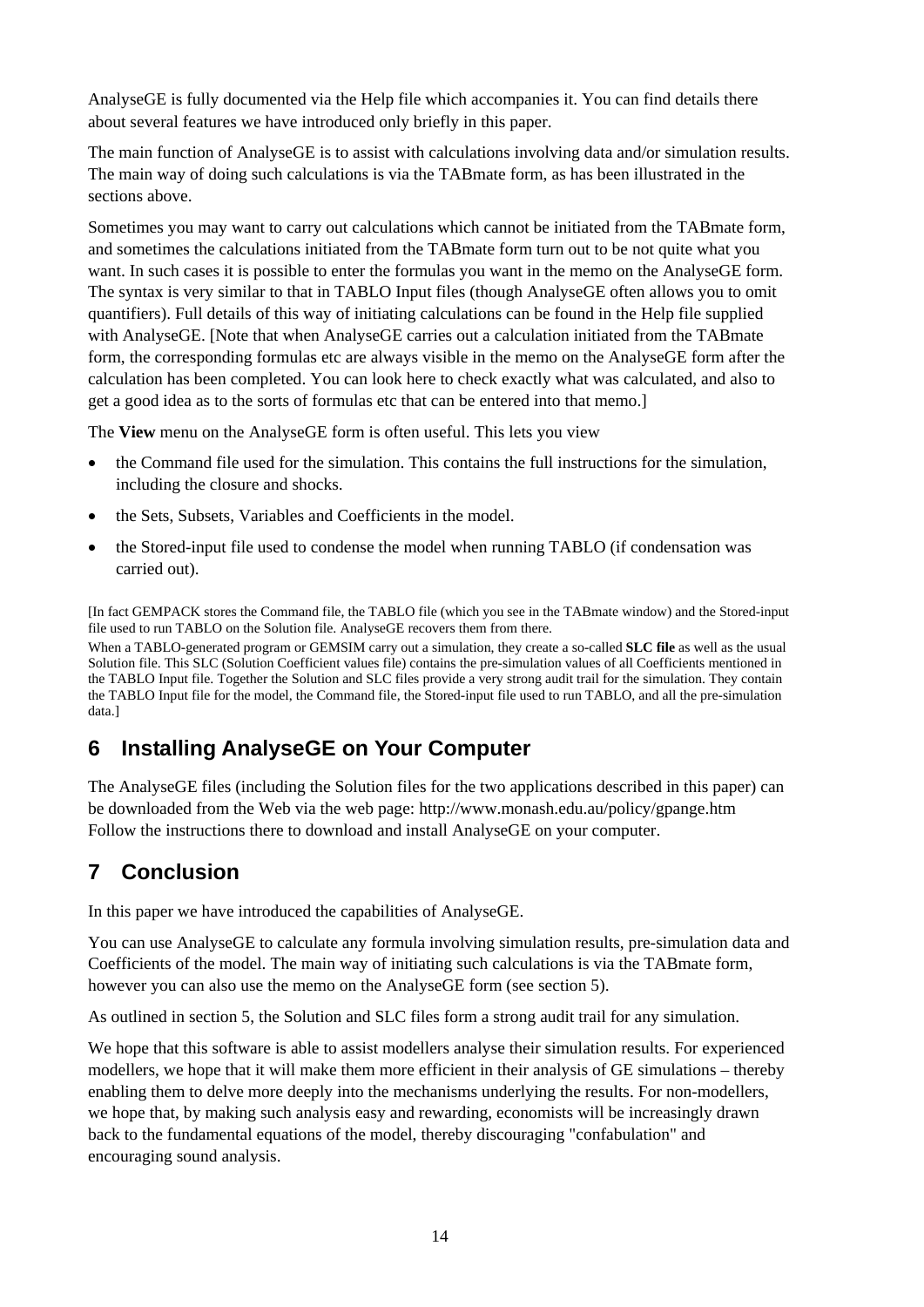AnalyseGE is fully documented via the Help file which accompanies it. You can find details there about several features we have introduced only briefly in this paper.

The main function of AnalyseGE is to assist with calculations involving data and/or simulation results. The main way of doing such calculations is via the TABmate form, as has been illustrated in the sections above.

Sometimes you may want to carry out calculations which cannot be initiated from the TABmate form, and sometimes the calculations initiated from the TABmate form turn out to be not quite what you want. In such cases it is possible to enter the formulas you want in the memo on the AnalyseGE form. The syntax is very similar to that in TABLO Input files (though AnalyseGE often allows you to omit quantifiers). Full details of this way of initiating calculations can be found in the Help file supplied with AnalyseGE. [Note that when AnalyseGE carries out a calculation initiated from the TABmate form, the corresponding formulas etc are always visible in the memo on the AnalyseGE form after the calculation has been completed. You can look here to check exactly what was calculated, and also to get a good idea as to the sorts of formulas etc that can be entered into that memo.]

The **View** menu on the AnalyseGE form is often useful. This lets you view

- the Command file used for the simulation. This contains the full instructions for the simulation, including the closure and shocks.
- the Sets, Subsets, Variables and Coefficients in the model.
- the Stored-input file used to condense the model when running TABLO (if condensation was carried out).

[In fact GEMPACK stores the Command file, the TABLO file (which you see in the TABmate window) and the Stored-input file used to run TABLO on the Solution file. AnalyseGE recovers them from there.

When a TABLO-generated program or GEMSIM carry out a simulation, they create a so-called **SLC file** as well as the usual Solution file. This SLC (Solution Coefficient values file) contains the pre-simulation values of all Coefficients mentioned in the TABLO Input file. Together the Solution and SLC files provide a very strong audit trail for the simulation. They contain the TABLO Input file for the model, the Command file, the Stored-input file used to run TABLO, and all the pre-simulation data.]

## 6 Installing AnalyseGE on Your Computer

The AnalyseGE files (including the Solution files for the two applications described in this paper) can be downloaded from the Web via the web page: http://www.monash.edu.au/policy/gpange.htm
Follow the instructions there to download and install AnalyseGE on your computer.

## 7 Conclusion

In this paper we have introduced the capabilities of AnalyseGE.

You can use AnalyseGE to calculate any formula involving simulation results, pre-simulation data and Coefficients of the model. The main way of initiating such calculations is via the TABmate form, however you can also use the memo on the AnalyseGE form (see section 5).

As outlined in section 5, the Solution and SLC files form a strong audit trail for any simulation.

We hope that this software is able to assist modellers analyse their simulation results. For experienced modellers, we hope that it will make them more efficient in their analysis of GE simulations – thereby enabling them to delve more deeply into the mechanisms underlying the results. For non-modellers, we hope that, by making such analysis easy and rewarding, economists will be increasingly drawn back to the fundamental equations of the model, thereby discouraging "confabulation" and encouraging sound analysis.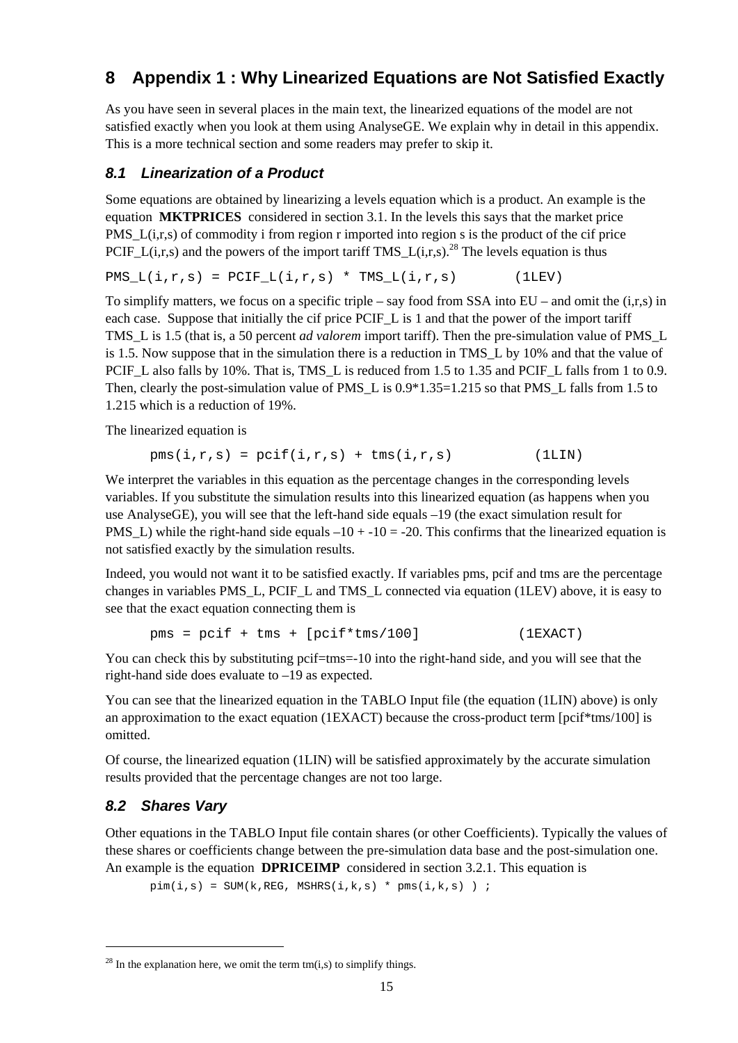# 8 Appendix 1 : Why Linearized Equations are Not Satisfied Exactly

As you have seen in several places in the main text, the linearized equations of the model are not satisfied exactly when you look at them using AnalyseGE. We explain why in detail in this appendix. This is a more technical section and some readers may prefer to skip it.

## 8.1 Linearization of a Product

Some equations are obtained by linearizing a levels equation which is a product. An example is the equation **MKTPRICES** considered in section 3.1. In the levels this says that the market price PMS_L(i,r,s) of commodity i from region r imported into region s is the product of the cif price PCIF_L(i,r,s) and the powers of the import tariff TMS_L(i,r,s).[28] The levels equation is thus

```
PMS_L(i,r,s) = PCIF_L(i,r,s) * TMS_L(i,r,s)        (1LEV)
```

To simplify matters, we focus on a specific triple – say food from SSA into EU – and omit the (i,r,s) in each case. Suppose that initially the cif price PCIF_L is 1 and that the power of the import tariff TMS_L is 1.5 (that is, a 50 percent *ad valorem* import tariff). Then the pre-simulation value of PMS_L is 1.5. Now suppose that in the simulation there is a reduction in TMS_L by 10% and that the value of PCIF_L also falls by 10%. That is, TMS_L is reduced from 1.5 to 1.35 and PCIF_L falls from 1 to 0.9. Then, clearly the post-simulation value of PMS_L is 0.9*1.35=1.215 so that PMS_L falls from 1.5 to 1.215 which is a reduction of 19%.

The linearized equation is

```
pms(i,r,s) = pcif(i,r,s) + tms(i,r,s)          (1LIN)
```

We interpret the variables in this equation as the percentage changes in the corresponding levels variables. If you substitute the simulation results into this linearized equation (as happens when you use AnalyseGE), you will see that the left-hand side equals –19 (the exact simulation result for PMS_L) while the right-hand side equals –10 + -10 = -20. This confirms that the linearized equation is not satisfied exactly by the simulation results.

Indeed, you would not want it to be satisfied exactly. If variables pms, pcif and tms are the percentage changes in variables PMS_L, PCIF_L and TMS_L connected via equation (1LEV) above, it is easy to see that the exact equation connecting them is

```
pms = pcif + tms + [pcif*tms/100]            (1EXACT)
```

You can check this by substituting pcif=tms=-10 into the right-hand side, and you will see that the right-hand side does evaluate to –19 as expected.

You can see that the linearized equation in the TABLO Input file (the equation (1LIN) above) is only an approximation to the exact equation (1EXACT) because the cross-product term [pcif*tms/100] is omitted.

Of course, the linearized equation (1LIN) will be satisfied approximately by the accurate simulation results provided that the percentage changes are not too large.

## 8.2 Shares Vary

Other equations in the TABLO Input file contain shares (or other Coefficients). Typically the values of these shares or coefficients change between the pre-simulation data base and the post-simulation one. An example is the equation **DPRICEIMP** considered in section 3.2.1. This equation is

```
pim(i,s) = SUM(k,REG, MSHRS(i,k,s) * pms(i,k,s) ) ;
```

[28] In the explanation here, we omit the term tm(i,s) to simplify things.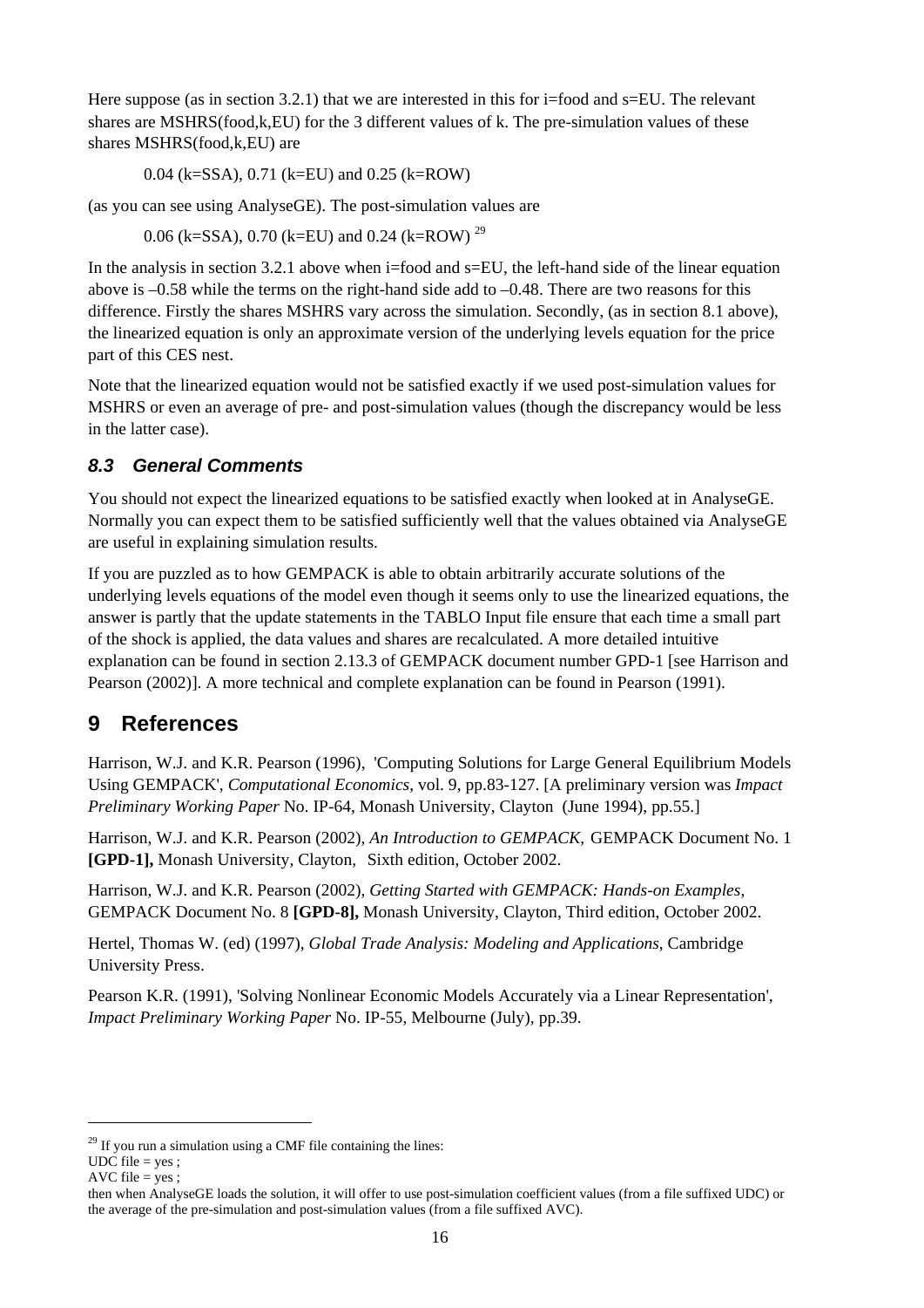Here suppose (as in section 3.2.1) that we are interested in this for i=food and s=EU. The relevant shares are MSHRS(food,k,EU) for the 3 different values of k. The pre-simulation values of these shares MSHRS(food,k,EU) are

0.04 (k=SSA), 0.71 (k=EU) and 0.25 (k=ROW)

(as you can see using AnalyseGE). The post-simulation values are

0.06 (k=SSA), 0.70 (k=EU) and 0.24 (k=ROW) [29]

In the analysis in section 3.2.1 above when i=food and s=EU, the left-hand side of the linear equation above is –0.58 while the terms on the right-hand side add to –0.48. There are two reasons for this difference. Firstly the shares MSHRS vary across the simulation. Secondly, (as in section 8.1 above), the linearized equation is only an approximate version of the underlying levels equation for the price part of this CES nest.

Note that the linearized equation would not be satisfied exactly if we used post-simulation values for MSHRS or even an average of pre- and post-simulation values (though the discrepancy would be less in the latter case).

### *8.3 General Comments*

You should not expect the linearized equations to be satisfied exactly when looked at in AnalyseGE. Normally you can expect them to be satisfied sufficiently well that the values obtained via AnalyseGE are useful in explaining simulation results.

If you are puzzled as to how GEMPACK is able to obtain arbitrarily accurate solutions of the underlying levels equations of the model even though it seems only to use the linearized equations, the answer is partly that the update statements in the TABLO Input file ensure that each time a small part of the shock is applied, the data values and shares are recalculated. A more detailed intuitive explanation can be found in section 2.13.3 of GEMPACK document number GPD-1 [see Harrison and Pearson (2002)]. A more technical and complete explanation can be found in Pearson (1991).

## 9 References

Harrison, W.J. and K.R. Pearson (1996), 'Computing Solutions for Large General Equilibrium Models Using GEMPACK', *Computational Economics*, vol. 9, pp.83-127. [A preliminary version was *Impact Preliminary Working Paper* No. IP-64, Monash University, Clayton (June 1994), pp.55.]

Harrison, W.J. and K.R. Pearson (2002), *An Introduction to GEMPACK,* GEMPACK Document No. 1 **[GPD-1],** Monash University, Clayton, Sixth edition, October 2002.

Harrison, W.J. and K.R. Pearson (2002), *Getting Started with GEMPACK: Hands-on Examples,* GEMPACK Document No. 8 **[GPD-8],** Monash University, Clayton, Third edition, October 2002.

Hertel, Thomas W. (ed) (1997), *Global Trade Analysis: Modeling and Applications*, Cambridge University Press.

Pearson K.R. (1991), 'Solving Nonlinear Economic Models Accurately via a Linear Representation', *Impact Preliminary Working Paper* No. IP-55, Melbourne (July), pp.39.

---

[29] If you run a simulation using a CMF file containing the lines:

```
UDC file = yes ;
AVC file = yes ;
```

then when AnalyseGE loads the solution, it will offer to use post-simulation coefficient values (from a file suffixed UDC) or the average of the pre-simulation and post-simulation values (from a file suffixed AVC).